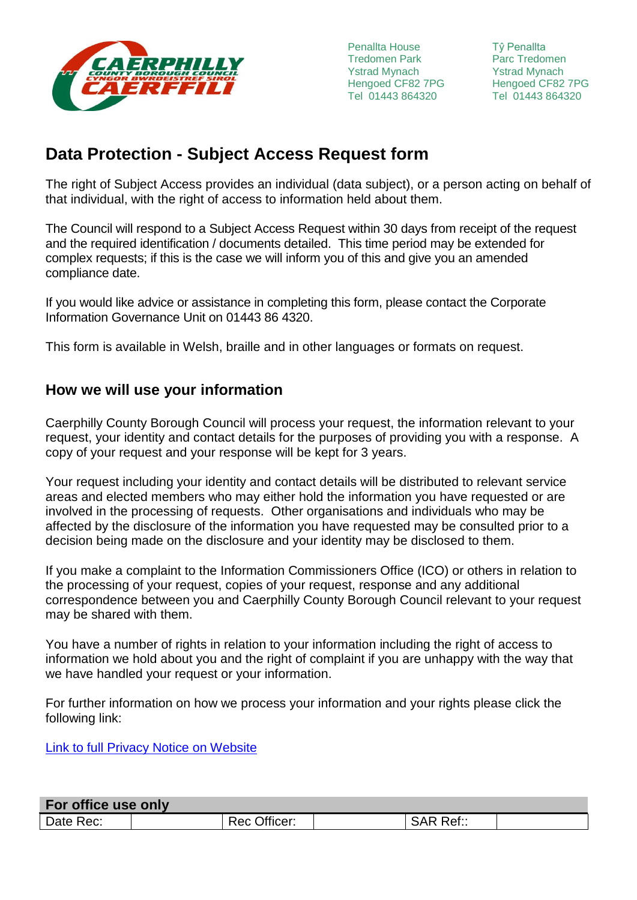Penallta House
Tredomen Park
Ystrad Mynach
Hengoed CF82 7PG
Tel 01443 864320

Tŷ Penallta
Parc Tredomen
Ystrad Mynach
Hengoed CF82 7PG
Tel 01443 864320

# Data Protection - Subject Access Request form

The right of Subject Access provides an individual (data subject), or a person acting on behalf of that individual, with the right of access to information held about them.

The Council will respond to a Subject Access Request within 30 days from receipt of the request and the required identification / documents detailed. This time period may be extended for complex requests; if this is the case we will inform you of this and give you an amended compliance date.

If you would like advice or assistance in completing this form, please contact the Corporate Information Governance Unit on 01443 86 4320.

This form is available in Welsh, braille and in other languages or formats on request.

## How we will use your information

Caerphilly County Borough Council will process your request, the information relevant to your request, your identity and contact details for the purposes of providing you with a response. A copy of your request and your response will be kept for 3 years.

Your request including your identity and contact details will be distributed to relevant service areas and elected members who may either hold the information you have requested or are involved in the processing of requests. Other organisations and individuals who may be affected by the disclosure of the information you have requested may be consulted prior to a decision being made on the disclosure and your identity may be disclosed to them.

If you make a complaint to the Information Commissioners Office (ICO) or others in relation to the processing of your request, copies of your request, response and any additional correspondence between you and Caerphilly County Borough Council relevant to your request may be shared with them.

You have a number of rights in relation to your information including the right of access to information we hold about you and the right of complaint if you are unhappy with the way that we have handled your request or your information.

For further information on how we process your information and your rights please click the following link:

Link to full Privacy Notice on Website

| For office use only | | | | | |
|---|---|---|---|---|---|
| Date Rec: | | Rec Officer: | | SAR Ref:: | |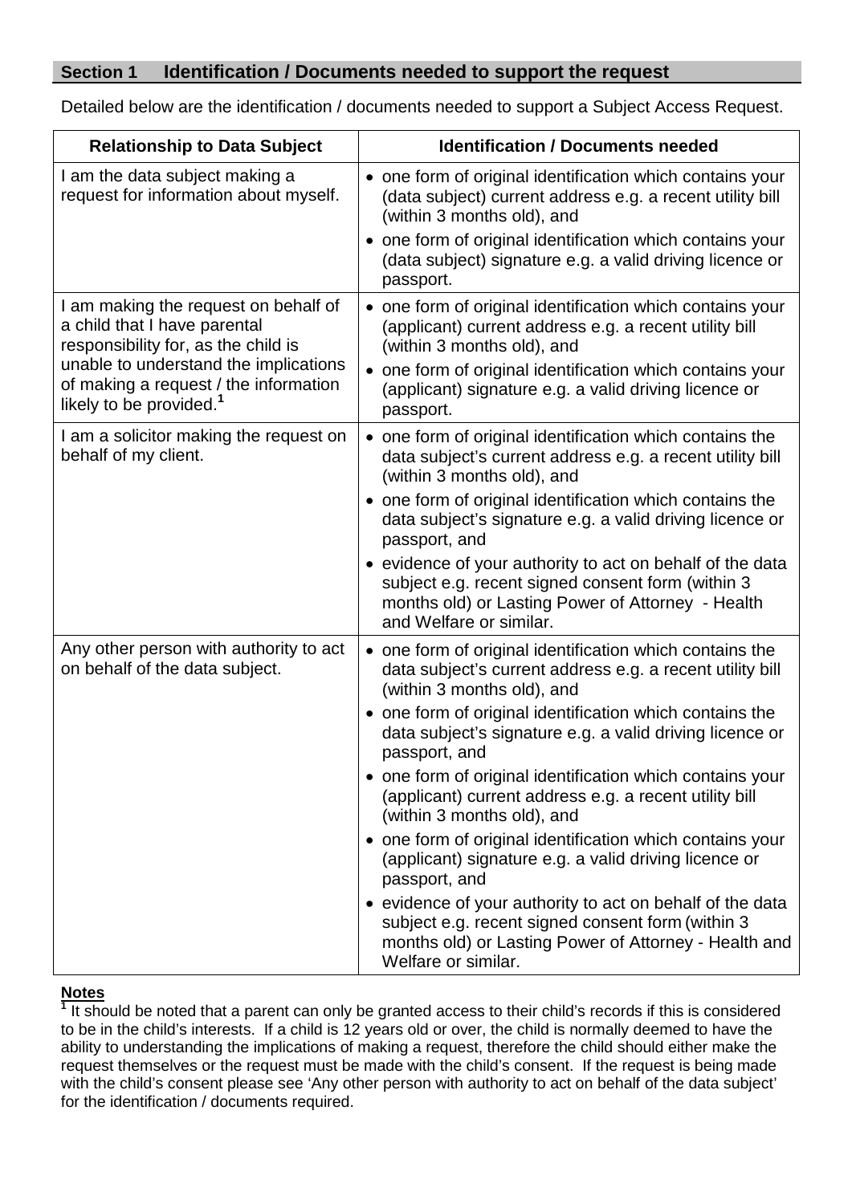## Section 1 Identification / Documents needed to support the request

Detailed below are the identification / documents needed to support a Subject Access Request.

| Relationship to Data Subject | Identification / Documents needed |
| --- | --- |
| I am the data subject making a request for information about myself. | • one form of original identification which contains your (data subject) current address e.g. a recent utility bill (within 3 months old), and<br>• one form of original identification which contains your (data subject) signature e.g. a valid driving licence or passport. |
| I am making the request on behalf of a child that I have parental responsibility for, as the child is unable to understand the implications of making a request / the information likely to be provided.[1] | • one form of original identification which contains your (applicant) current address e.g. a recent utility bill (within 3 months old), and<br>• one form of original identification which contains your (applicant) signature e.g. a valid driving licence or passport. |
| I am a solicitor making the request on behalf of my client. | • one form of original identification which contains the data subject's current address e.g. a recent utility bill (within 3 months old), and<br>• one form of original identification which contains the data subject's signature e.g. a valid driving licence or passport, and<br>• evidence of your authority to act on behalf of the data subject e.g. recent signed consent form (within 3 months old) or Lasting Power of Attorney - Health and Welfare or similar. |
| Any other person with authority to act on behalf of the data subject. | • one form of original identification which contains the data subject's current address e.g. a recent utility bill (within 3 months old), and<br>• one form of original identification which contains the data subject's signature e.g. a valid driving licence or passport, and<br>• one form of original identification which contains your (applicant) current address e.g. a recent utility bill (within 3 months old), and<br>• one form of original identification which contains your (applicant) signature e.g. a valid driving licence or passport, and<br>• evidence of your authority to act on behalf of the data subject e.g. recent signed consent form (within 3 months old) or Lasting Power of Attorney - Health and Welfare or similar. |

**Notes**

[1] It should be noted that a parent can only be granted access to their child's records if this is considered to be in the child's interests. If a child is 12 years old or over, the child is normally deemed to have the ability to understanding the implications of making a request, therefore the child should either make the request themselves or the request must be made with the child's consent. If the request is being made with the child's consent please see 'Any other person with authority to act on behalf of the data subject' for the identification / documents required.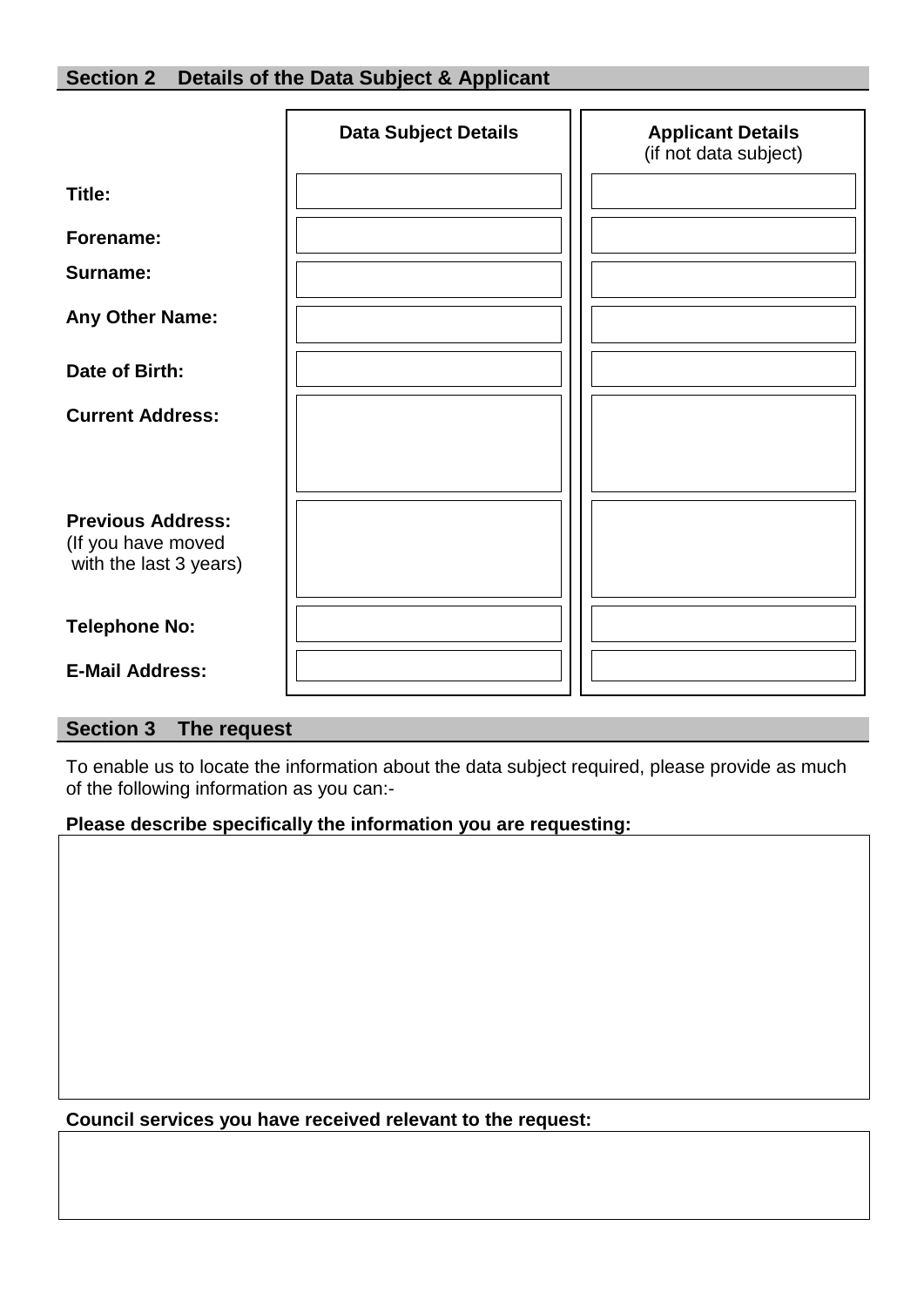## Section 2 Details of the Data Subject & Applicant

| | **Data Subject Details** | **Applicant Details** (if not data subject) |
|---|---|---|
| **Title:** | | |
| **Forename:** | | |
| **Surname:** | | |
| **Any Other Name:** | | |
| **Date of Birth:** | | |
| **Current Address:** | | |
| **Previous Address:** (If you have moved with the last 3 years) | | |
| **Telephone No:** | | |
| **E-Mail Address:** | | |

## Section 3 The request

To enable us to locate the information about the data subject required, please provide as much of the following information as you can:-

**Please describe specifically the information you are requesting:**

**Council services you have received relevant to the request:**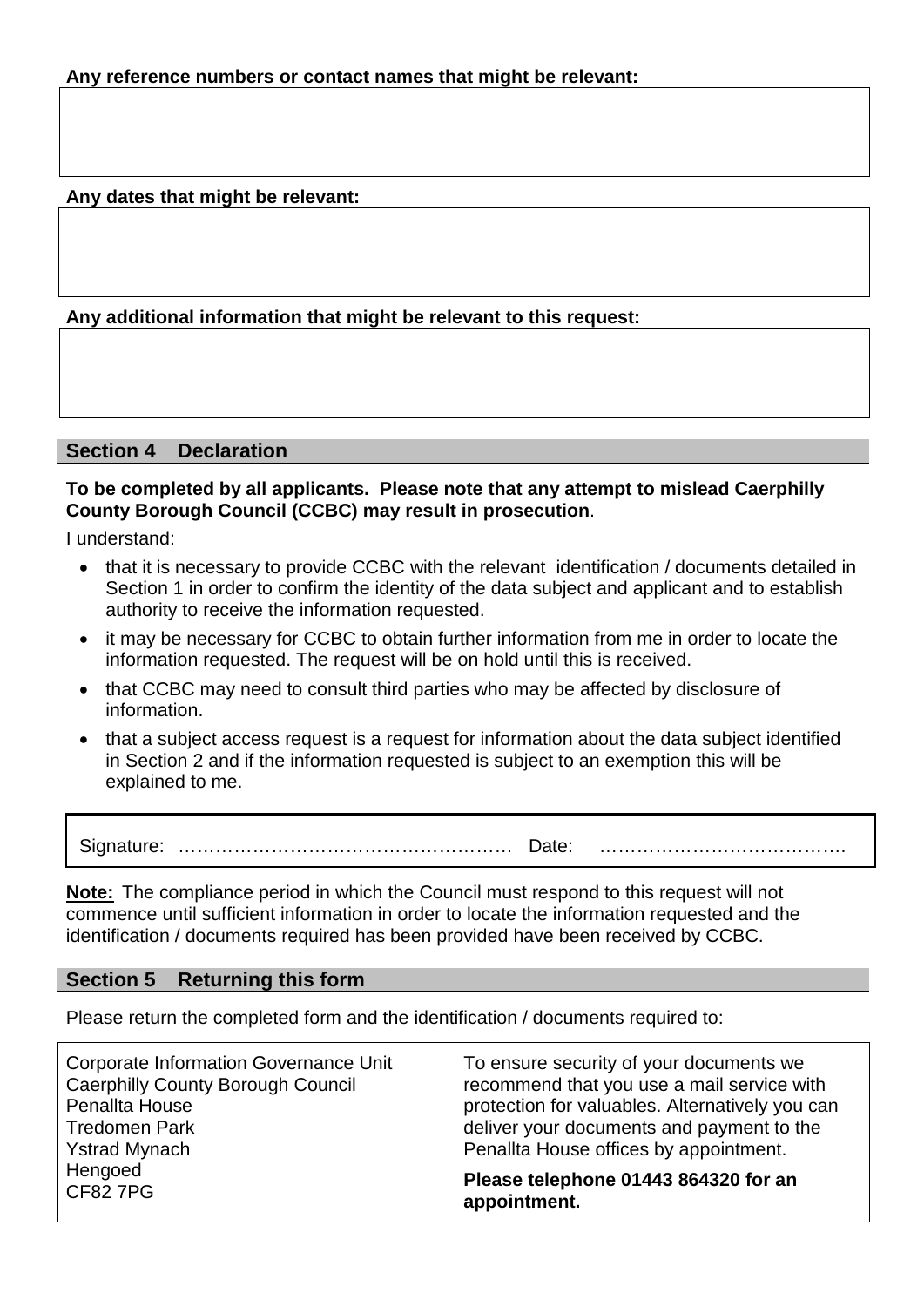**Any reference numbers or contact names that might be relevant:**

| |
|---|
| |

**Any dates that might be relevant:**

| |
|---|
| |

**Any additional information that might be relevant to this request:**

| |
|---|
| |

## Section 4 Declaration

**To be completed by all applicants. Please note that any attempt to mislead Caerphilly County Borough Council (CCBC) may result in prosecution**.

I understand:

- that it is necessary to provide CCBC with the relevant identification / documents detailed in Section 1 in order to confirm the identity of the data subject and applicant and to establish authority to receive the information requested.
- it may be necessary for CCBC to obtain further information from me in order to locate the information requested. The request will be on hold until this is received.
- that CCBC may need to consult third parties who may be affected by disclosure of information.
- that a subject access request is a request for information about the data subject identified in Section 2 and if the information requested is subject to an exemption this will be explained to me.

Signature: ……………………………………………… Date: ………………………………….

**Note:** The compliance period in which the Council must respond to this request will not commence until sufficient information in order to locate the information requested and the identification / documents required has been provided have been received by CCBC.

## Section 5 Returning this form

Please return the completed form and the identification / documents required to:

| | |
|---|---|
| Corporate Information Governance Unit<br>Caerphilly County Borough Council<br>Penallta House<br>Tredomen Park<br>Ystrad Mynach<br>Hengoed<br>CF82 7PG | To ensure security of your documents we recommend that you use a mail service with protection for valuables. Alternatively you can deliver your documents and payment to the Penallta House offices by appointment.<br>**Please telephone 01443 864320 for an appointment.** |